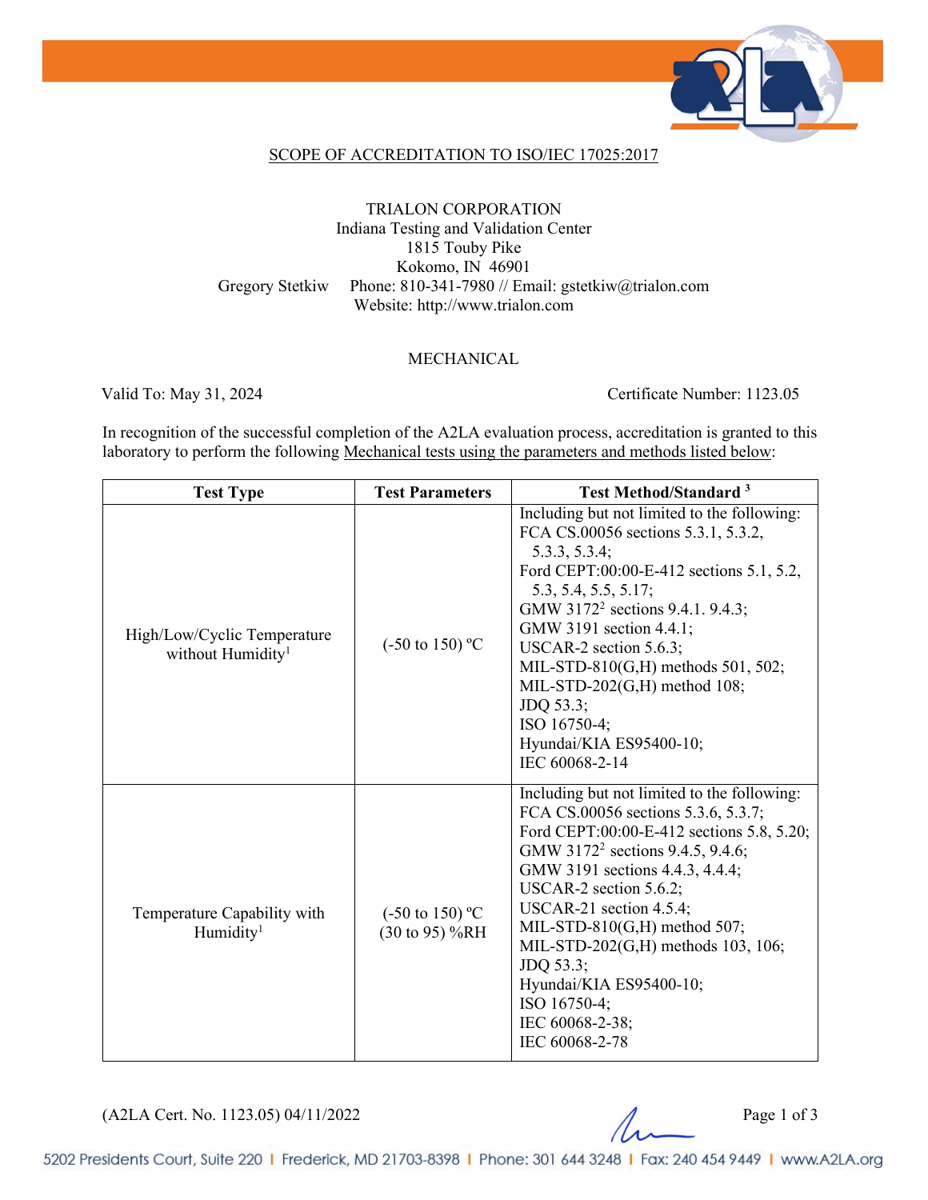## SCOPE OF ACCREDITATION TO ISO/IEC 17025:2017

TRIALON CORPORATION
Indiana Testing and Validation Center
1815 Touby Pike
Kokomo, IN 46901
Gregory Stetkiw Phone: 810-341-7980 // Email: gstetkiw@trialon.com
Website: http://www.trialon.com

MECHANICAL

Valid To: May 31, 2024 Certificate Number: 1123.05

In recognition of the successful completion of the A2LA evaluation process, accreditation is granted to this laboratory to perform the following Mechanical tests using the parameters and methods listed below:

| Test Type | Test Parameters | Test Method/Standard [3] |
|---|---|---|
| High/Low/Cyclic Temperature without Humidity[1] | (-50 to 150) ºC | Including but not limited to the following:<br>FCA CS.00056 sections 5.3.1, 5.3.2, 5.3.3, 5.3.4;<br>Ford CEPT:00:00-E-412 sections 5.1, 5.2, 5.3, 5.4, 5.5, 5.17;<br>GMW 3172[2] sections 9.4.1. 9.4.3;<br>GMW 3191 section 4.4.1;<br>USCAR-2 section 5.6.3;<br>MIL-STD-810(G,H) methods 501, 502;<br>MIL-STD-202(G,H) method 108;<br>JDQ 53.3;<br>ISO 16750-4;<br>Hyundai/KIA ES95400-10;<br>IEC 60068-2-14 |
| Temperature Capability with Humidity[1] | (-50 to 150) ºC<br>(30 to 95) %RH | Including but not limited to the following:<br>FCA CS.00056 sections 5.3.6, 5.3.7;<br>Ford CEPT:00:00-E-412 sections 5.8, 5.20;<br>GMW 3172[2] sections 9.4.5, 9.4.6;<br>GMW 3191 sections 4.4.3, 4.4.4;<br>USCAR-2 section 5.6.2;<br>USCAR-21 section 4.5.4;<br>MIL-STD-810(G,H) method 507;<br>MIL-STD-202(G,H) methods 103, 106;<br>JDQ 53.3;<br>Hyundai/KIA ES95400-10;<br>ISO 16750-4;<br>IEC 60068-2-38;<br>IEC 60068-2-78 |

(A2LA Cert. No. 1123.05) 04/11/2022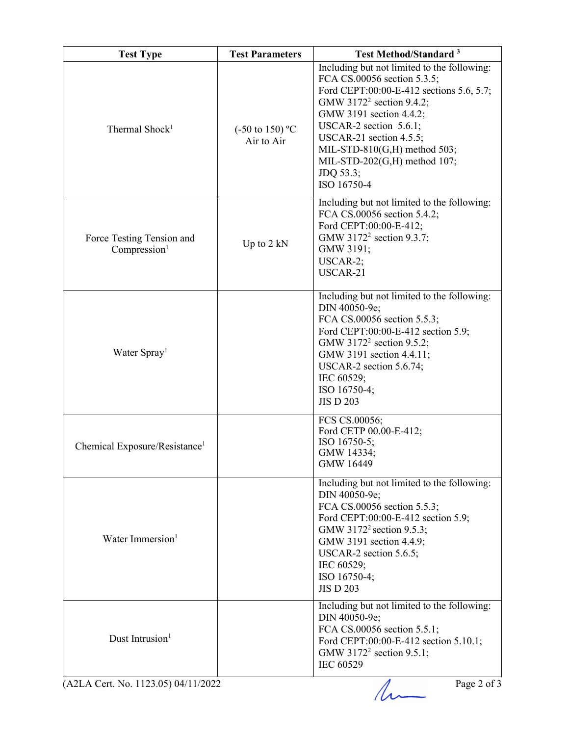| Test Type | Test Parameters | Test Method/Standard [3] |
|---|---|---|
| Thermal Shock[1] | (-50 to 150) ºC Air to Air | Including but not limited to the following: FCA CS.00056 section 5.3.5; Ford CEPT:00:00-E-412 sections 5.6, 5.7; GMW 3172[2] section 9.4.2; GMW 3191 section 4.4.2; USCAR-2 section 5.6.1; USCAR-21 section 4.5.5; MIL-STD-810(G,H) method 503; MIL-STD-202(G,H) method 107; JDQ 53.3; ISO 16750-4 |
| Force Testing Tension and Compression[1] | Up to 2 kN | Including but not limited to the following: FCA CS.00056 section 5.4.2; Ford CEPT:00:00-E-412; GMW 3172[2] section 9.3.7; GMW 3191; USCAR-2; USCAR-21 |
| Water Spray[1] | | Including but not limited to the following: DIN 40050-9e; FCA CS.00056 section 5.5.3; Ford CEPT:00:00-E-412 section 5.9; GMW 3172[2] section 9.5.2; GMW 3191 section 4.4.11; USCAR-2 section 5.6.74; IEC 60529; ISO 16750-4; JIS D 203 |
| Chemical Exposure/Resistance[1] | | FCS CS.00056; Ford CETP 00.00-E-412; ISO 16750-5; GMW 14334; GMW 16449 |
| Water Immersion[1] | | Including but not limited to the following: DIN 40050-9e; FCA CS.00056 section 5.5.3; Ford CEPT:00:00-E-412 section 5.9; GMW 3172[2] section 9.5.3; GMW 3191 section 4.4.9; USCAR-2 section 5.6.5; IEC 60529; ISO 16750-4; JIS D 203 |
| Dust Intrusion[1] | | Including but not limited to the following: DIN 40050-9e; FCA CS.00056 section 5.5.1; Ford CEPT:00:00-E-412 section 5.10.1; GMW 3172[2] section 9.5.1; IEC 60529 |

(A2LA Cert. No. 1123.05) 04/11/2022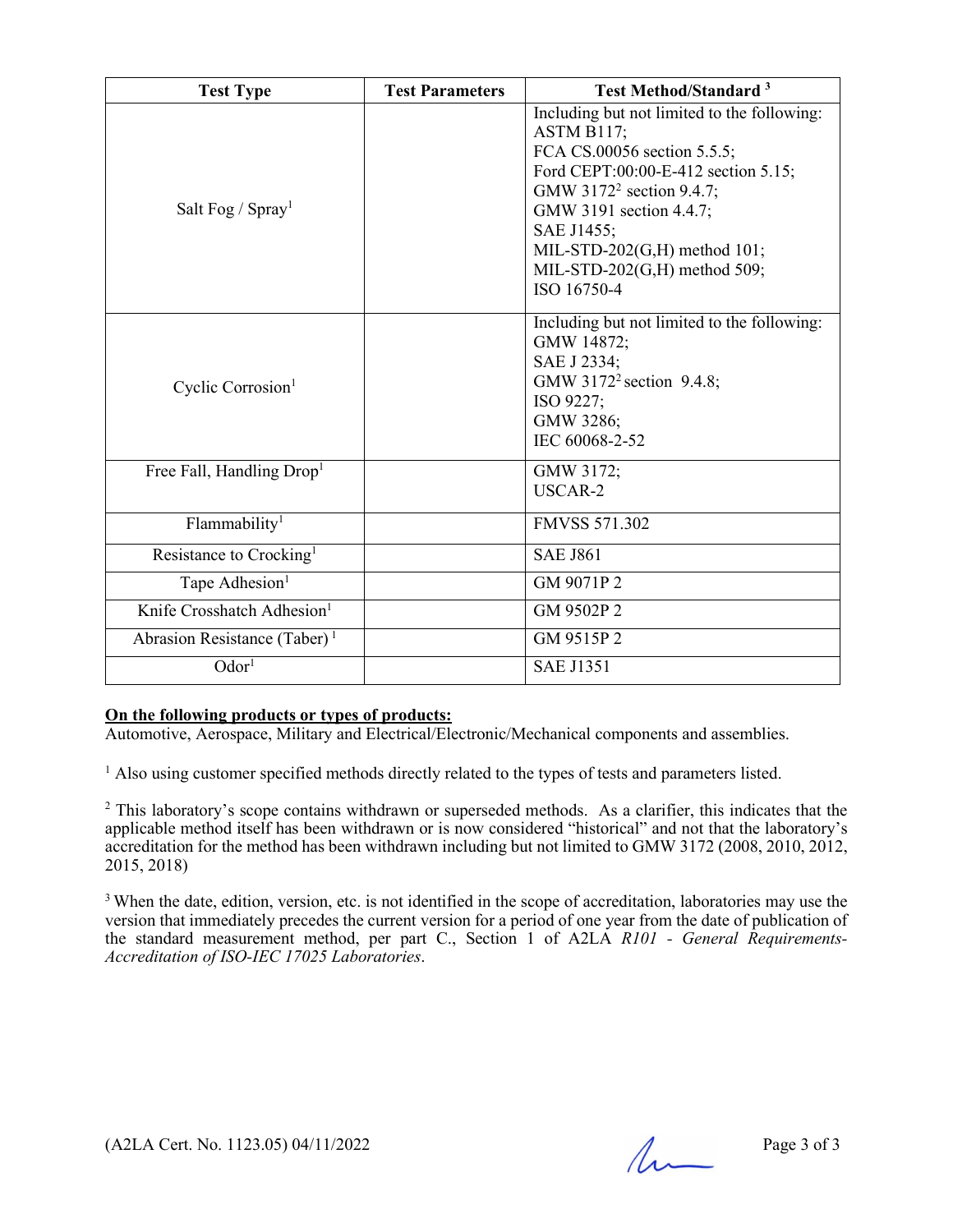| Test Type | Test Parameters | Test Method/Standard [3] |
|---|---|---|
| Salt Fog / Spray[1] | | Including but not limited to the following:<br>ASTM B117;<br>FCA CS.00056 section 5.5.5;<br>Ford CEPT:00:00-E-412 section 5.15;<br>GMW 3172[2] section 9.4.7;<br>GMW 3191 section 4.4.7;<br>SAE J1455;<br>MIL-STD-202(G,H) method 101;<br>MIL-STD-202(G,H) method 509;<br>ISO 16750-4 |
| Cyclic Corrosion[1] | | Including but not limited to the following:<br>GMW 14872;<br>SAE J 2334;<br>GMW 3172[2] section 9.4.8;<br>ISO 9227;<br>GMW 3286;<br>IEC 60068-2-52 |
| Free Fall, Handling Drop[1] | | GMW 3172;<br>USCAR-2 |
| Flammability[1] | | FMVSS 571.302 |
| Resistance to Crocking[1] | | SAE J861 |
| Tape Adhesion[1] | | GM 9071P 2 |
| Knife Crosshatch Adhesion[1] | | GM 9502P 2 |
| Abrasion Resistance (Taber) [1] | | GM 9515P 2 |
| Odor[1] | | SAE J1351 |

**On the following products or types of products:**
Automotive, Aerospace, Military and Electrical/Electronic/Mechanical components and assemblies.

[1] Also using customer specified methods directly related to the types of tests and parameters listed.

[2] This laboratory's scope contains withdrawn or superseded methods. As a clarifier, this indicates that the applicable method itself has been withdrawn or is now considered "historical" and not that the laboratory's accreditation for the method has been withdrawn including but not limited to GMW 3172 (2008, 2010, 2012, 2015, 2018)

[3] When the date, edition, version, etc. is not identified in the scope of accreditation, laboratories may use the version that immediately precedes the current version for a period of one year from the date of publication of the standard measurement method, per part C., Section 1 of A2LA *R101 - General Requirements-Accreditation of ISO-IEC 17025 Laboratories*.

(A2LA Cert. No. 1123.05) 04/11/2022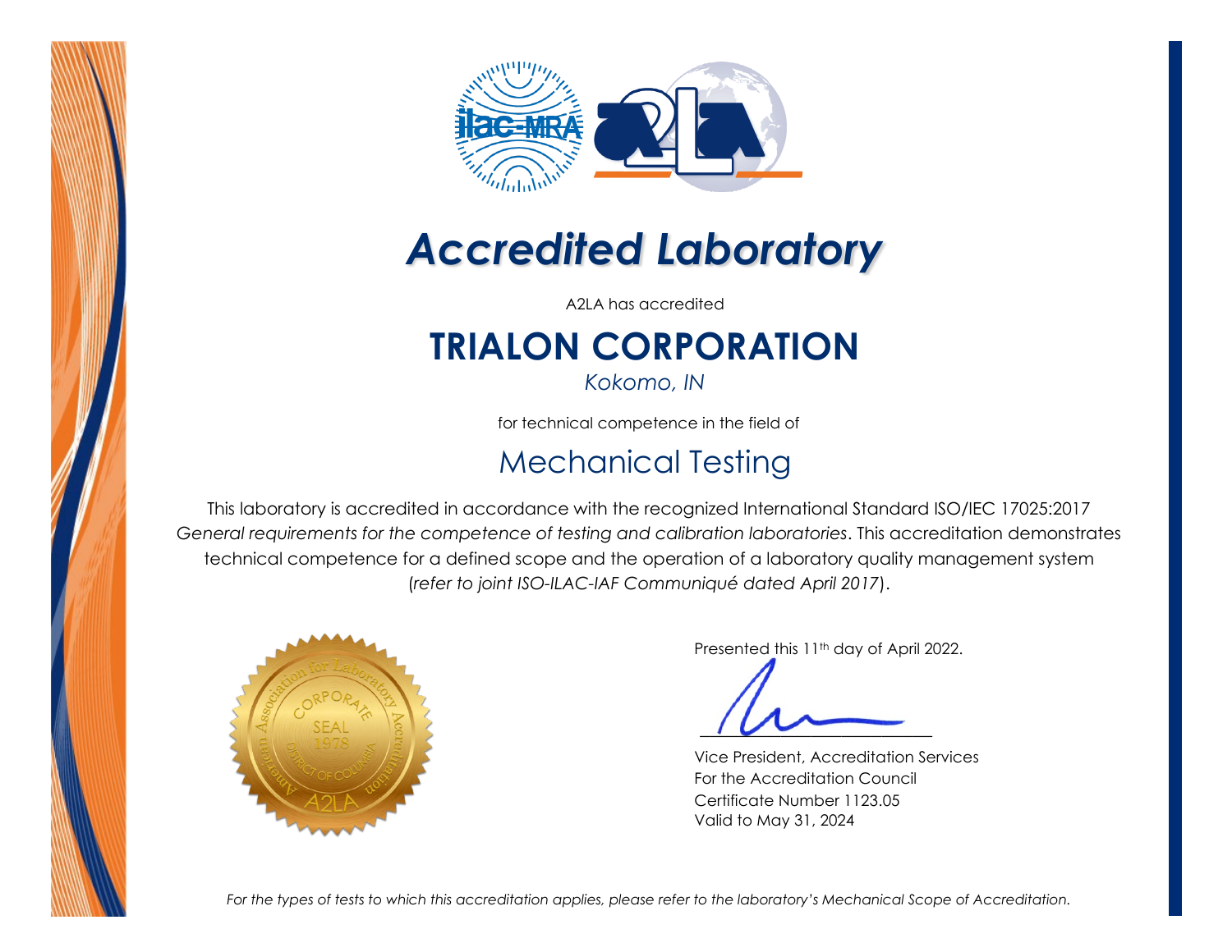# *Accredited Laboratory*

A2LA has accredited

## TRIALON CORPORATION

*Kokomo, IN*

for technical competence in the field of

## Mechanical Testing

This laboratory is accredited in accordance with the recognized International Standard ISO/IEC 17025:2017 *General requirements for the competence of testing and calibration laboratories*. This accreditation demonstrates technical competence for a defined scope and the operation of a laboratory quality management system (*refer to joint ISO-ILAC-IAF Communiqué dated April 2017*).

Presented this 11th day of April 2022.

Vice President, Accreditation Services
For the Accreditation Council
Certificate Number 1123.05
Valid to May 31, 2024

*For the types of tests to which this accreditation applies, please refer to the laboratory's Mechanical Scope of Accreditation.*